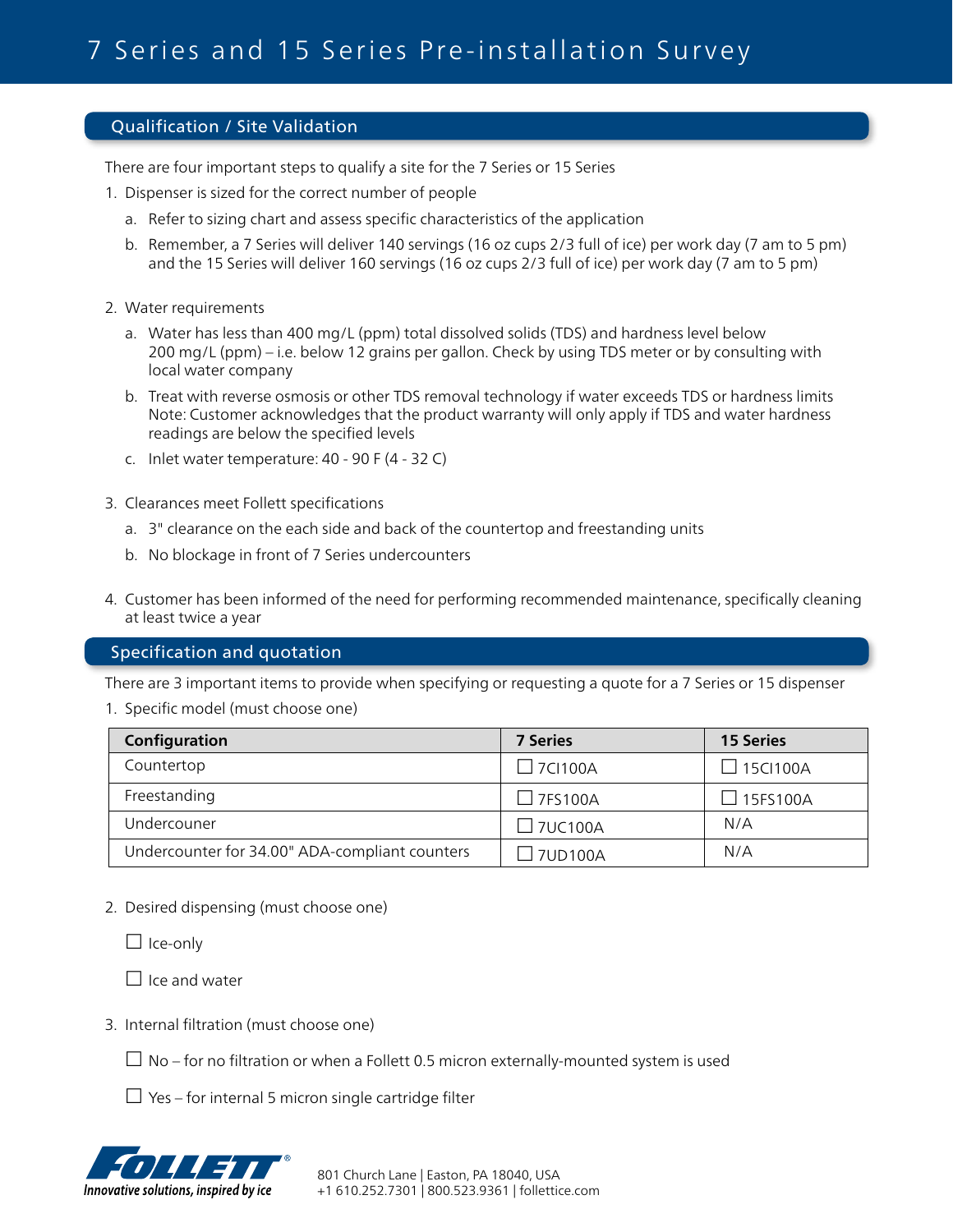# 7 Series and 15 Series Pre-installation Survey

## Qualification / Site Validation

There are four important steps to qualify a site for the 7 Series or 15 Series

1. Dispenser is sized for the correct number of people
   a. Refer to sizing chart and assess specific characteristics of the application
   b. Remember, a 7 Series will deliver 140 servings (16 oz cups 2/3 full of ice) per work day (7 am to 5 pm) and the 15 Series will deliver 160 servings (16 oz cups 2/3 full of ice) per work day (7 am to 5 pm)

2. Water requirements
   a. Water has less than 400 mg/L (ppm) total dissolved solids (TDS) and hardness level below 200 mg/L (ppm) – i.e. below 12 grains per gallon. Check by using TDS meter or by consulting with local water company
   b. Treat with reverse osmosis or other TDS removal technology if water exceeds TDS or hardness limits Note: Customer acknowledges that the product warranty will only apply if TDS and water hardness readings are below the specified levels
   c. Inlet water temperature: 40 - 90 F (4 - 32 C)

3. Clearances meet Follett specifications
   a. 3" clearance on the each side and back of the countertop and freestanding units
   b. No blockage in front of 7 Series undercounters

4. Customer has been informed of the need for performing recommended maintenance, specifically cleaning at least twice a year

## Specification and quotation

There are 3 important items to provide when specifying or requesting a quote for a 7 Series or 15 dispenser

1. Specific model (must choose one)

| Configuration | 7 Series | 15 Series |
|---|---|---|
| Countertop | ☐ 7CI100A | ☐ 15CI100A |
| Freestanding | ☐ 7FS100A | ☐ 15FS100A |
| Undercouner | ☐ 7UC100A | N/A |
| Undercounter for 34.00" ADA-compliant counters | ☐ 7UD100A | N/A |

2. Desired dispensing (must choose one)

   ☐ Ice-only

   ☐ Ice and water

3. Internal filtration (must choose one)

   ☐ No – for no filtration or when a Follett 0.5 micron externally-mounted system is used

   ☐ Yes – for internal 5 micron single cartridge filter

FOLLETT®
*Innovative solutions, inspired by ice*

801 Church Lane | Easton, PA 18040, USA
+1 610.252.7301 | 800.523.9361 | follettice.com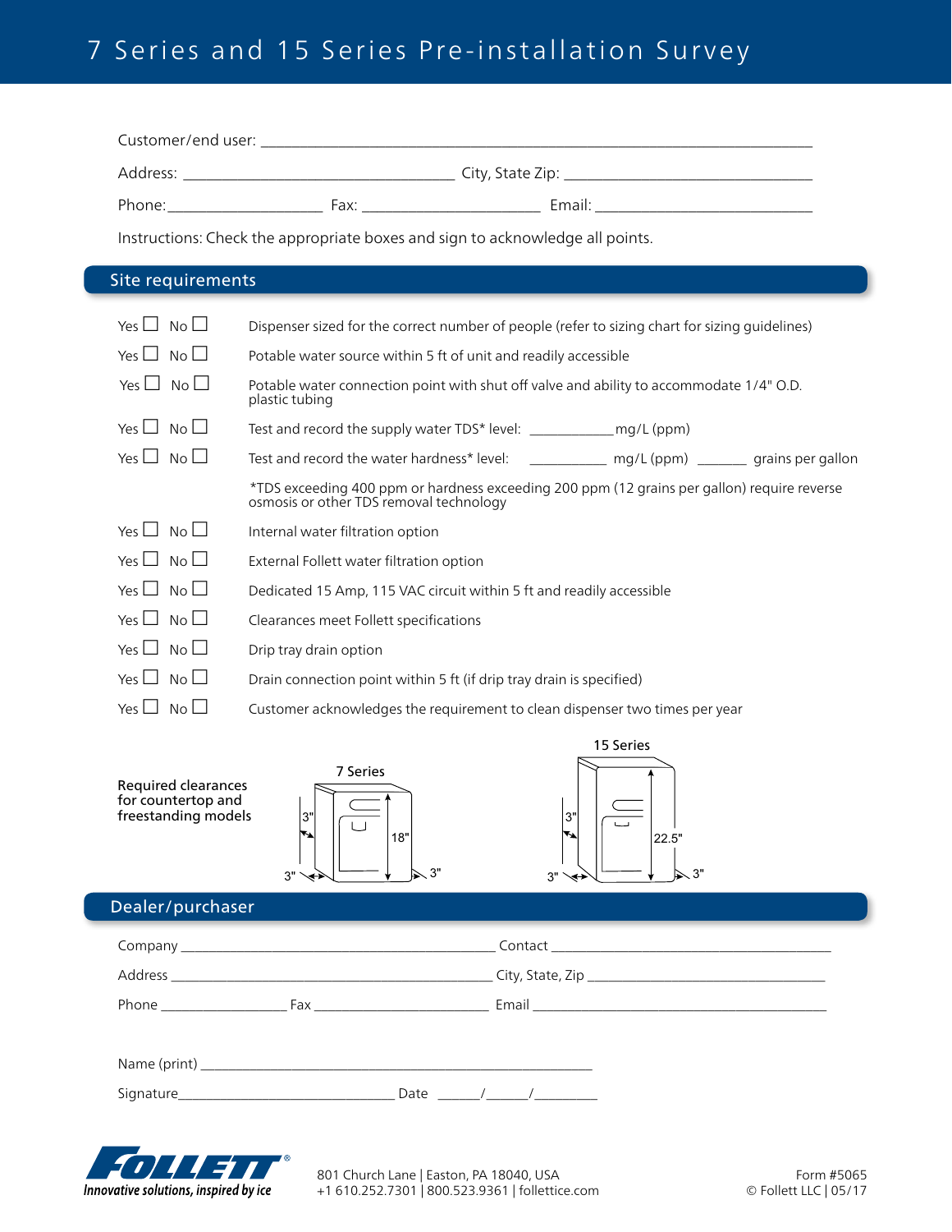# 7 Series and 15 Series Pre-installation Survey

Customer/end user: ___________________________________________

Address: ______________________ City, State Zip: ______________________

Phone: ______________ Fax: ______________ Email: ______________________

Instructions: Check the appropriate boxes and sign to acknowledge all points.

## Site requirements

| | | |
|---|---|---|
| Yes ☐ | No ☐ | Dispenser sized for the correct number of people (refer to sizing chart for sizing guidelines) |
| Yes ☐ | No ☐ | Potable water source within 5 ft of unit and readily accessible |
| Yes ☐ | No ☐ | Potable water connection point with shut off valve and ability to accommodate 1/4" O.D. plastic tubing |
| Yes ☐ | No ☐ | Test and record the supply water TDS* level: __________ mg/L (ppm) |
| Yes ☐ | No ☐ | Test and record the water hardness* level: __________ mg/L (ppm) ______ grains per gallon |
| | | *TDS exceeding 400 ppm or hardness exceeding 200 ppm (12 grains per gallon) require reverse osmosis or other TDS removal technology |
| Yes ☐ | No ☐ | Internal water filtration option |
| Yes ☐ | No ☐ | External Follett water filtration option |
| Yes ☐ | No ☐ | Dedicated 15 Amp, 115 VAC circuit within 5 ft and readily accessible |
| Yes ☐ | No ☐ | Clearances meet Follett specifications |
| Yes ☐ | No ☐ | Drip tray drain option |
| Yes ☐ | No ☐ | Drain connection point within 5 ft (if drip tray drain is specified) |
| Yes ☐ | No ☐ | Customer acknowledges the requirement to clean dispenser two times per year |

Required clearances for countertop and freestanding models

7 Series
3"
18"
3"
3"

15 Series
3"
22.5"
3"
3"

## Dealer/purchaser

Company ______________________ Contact ______________________

Address ______________________ City, State, Zip ______________________

Phone ______________ Fax ______________ Email ______________________

Name (print) ______________________________

Signature ______________________ Date _____/_____/________

FOLLETT®
*Innovative solutions, inspired by ice*

801 Church Lane | Easton, PA 18040, USA
+1 610.252.7301 | 800.523.9361 | follettice.com

Form #5065
© Follett LLC | 05/17